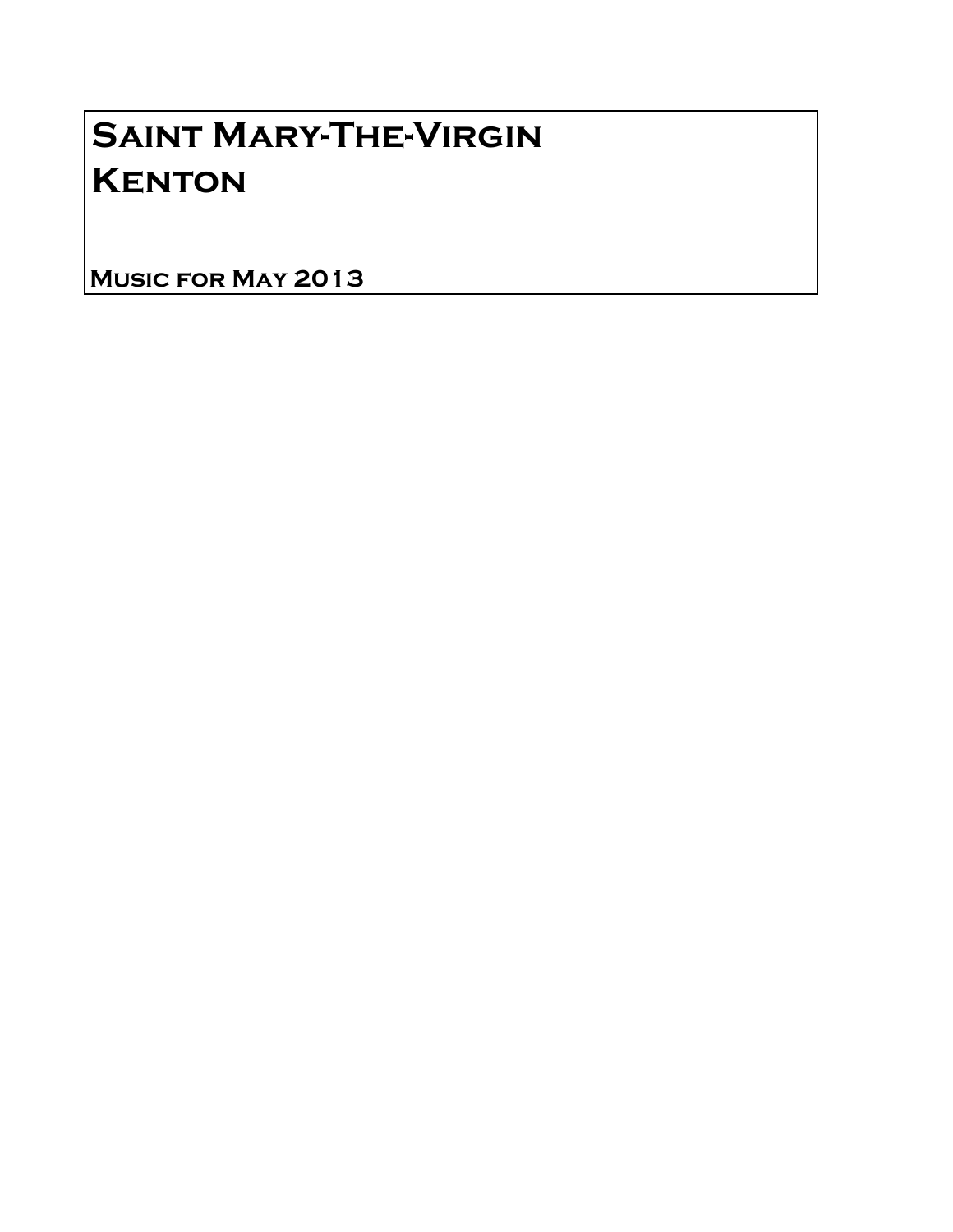# Saint Mary-The-Virgin
# Kenton

**Music for May 2013**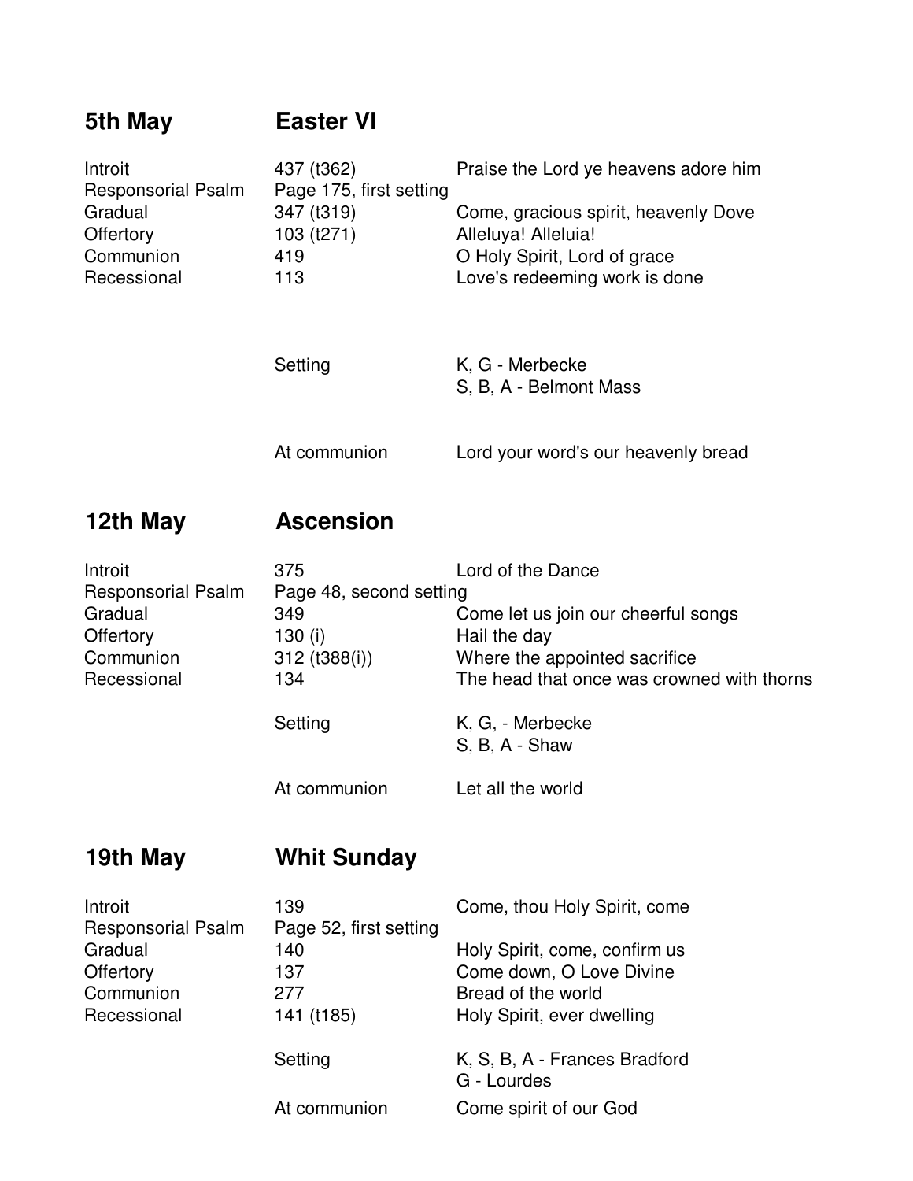## 5th May — Easter VI

| | | |
|---|---|---|
| Introit | 437 (t362) | Praise the Lord ye heavens adore him |
| Responsorial Psalm | Page 175, first setting | |
| Gradual | 347 (t319) | Come, gracious spirit, heavenly Dove |
| Offertory | 103 (t271) | Alleluya! Alleluia! |
| Communion | 419 | O Holy Spirit, Lord of grace |
| Recessional | 113 | Love's redeeming work is done |
| | Setting | K, G - Merbecke<br>S, B, A - Belmont Mass |
| | At communion | Lord your word's our heavenly bread |

## 12th May — Ascension

| | | |
|---|---|---|
| Introit | 375 | Lord of the Dance |
| Responsorial Psalm | Page 48, second setting | |
| Gradual | 349 | Come let us join our cheerful songs |
| Offertory | 130 (i) | Hail the day |
| Communion | 312 (t388(i)) | Where the appointed sacrifice |
| Recessional | 134 | The head that once was crowned with thorns |
| | Setting | K, G, - Merbecke<br>S, B, A - Shaw |
| | At communion | Let all the world |

## 19th May — Whit Sunday

| | | |
|---|---|---|
| Introit | 139 | Come, thou Holy Spirit, come |
| Responsorial Psalm | Page 52, first setting | |
| Gradual | 140 | Holy Spirit, come, confirm us |
| Offertory | 137 | Come down, O Love Divine |
| Communion | 277 | Bread of the world |
| Recessional | 141 (t185) | Holy Spirit, ever dwelling |
| | Setting | K, S, B, A - Frances Bradford<br>G - Lourdes |
| | At communion | Come spirit of our God |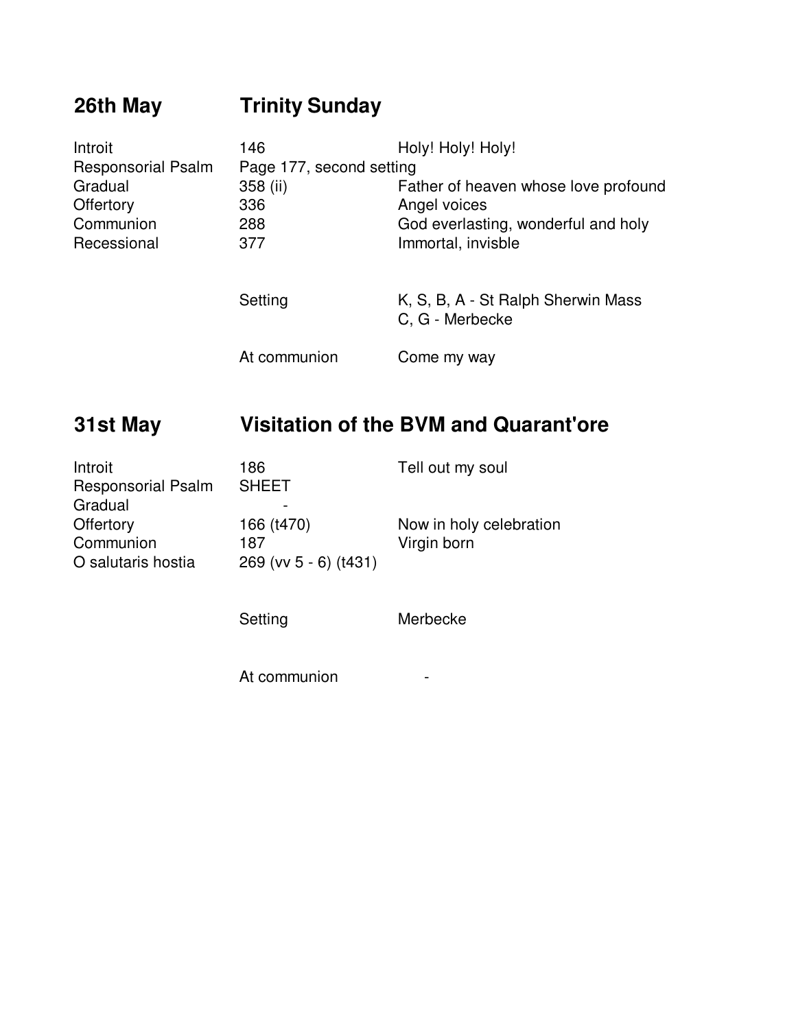## 26th May — Trinity Sunday

| | | |
|---|---|---|
| Introit | 146 | Holy! Holy! Holy! |
| Responsorial Psalm | Page 177, second setting | |
| Gradual | 358 (ii) | Father of heaven whose love profound |
| Offertory | 336 | Angel voices |
| Communion | 288 | God everlasting, wonderful and holy |
| Recessional | 377 | Immortal, invisble |
| | Setting | K, S, B, A - St Ralph Sherwin Mass<br>C, G - Merbecke |
| | At communion | Come my way |

## 31st May — Visitation of the BVM and Quarant'ore

| | | |
|---|---|---|
| Introit | 186 | Tell out my soul |
| Responsorial Psalm | SHEET | |
| Gradual | - | |
| Offertory | 166 (t470) | Now in holy celebration |
| Communion | 187 | Virgin born |
| O salutaris hostia | 269 (vv 5 - 6) (t431) | |
| | Setting | Merbecke |
| | At communion | - |